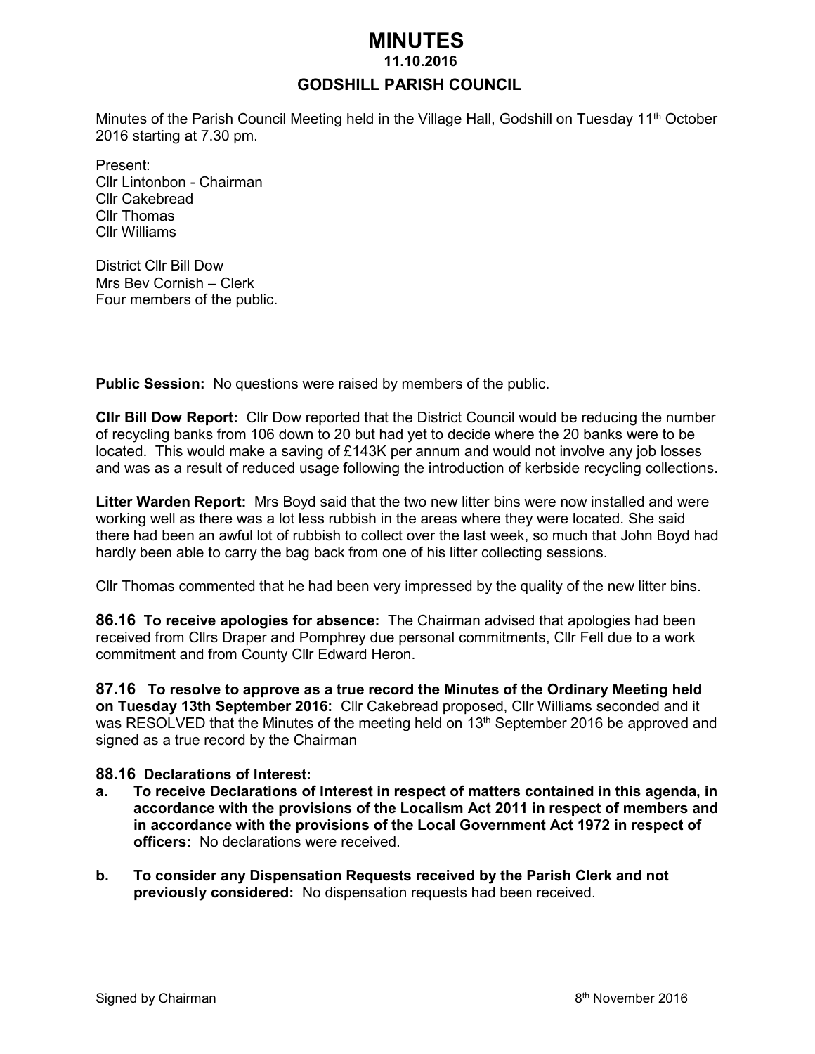# MINUTES

## 11.10.2016

## GODSHILL PARISH COUNCIL

Minutes of the Parish Council Meeting held in the Village Hall, Godshill on Tuesday 11th October 2016 starting at 7.30 pm.

Present:
Cllr Lintonbon - Chairman
Cllr Cakebread
Cllr Thomas
Cllr Williams

District Cllr Bill Dow
Mrs Bev Cornish – Clerk
Four members of the public.

**Public Session:** No questions were raised by members of the public.

**Cllr Bill Dow Report:** Cllr Dow reported that the District Council would be reducing the number of recycling banks from 106 down to 20 but had yet to decide where the 20 banks were to be located. This would make a saving of £143K per annum and would not involve any job losses and was as a result of reduced usage following the introduction of kerbside recycling collections.

**Litter Warden Report:** Mrs Boyd said that the two new litter bins were now installed and were working well as there was a lot less rubbish in the areas where they were located. She said there had been an awful lot of rubbish to collect over the last week, so much that John Boyd had hardly been able to carry the bag back from one of his litter collecting sessions.

Cllr Thomas commented that he had been very impressed by the quality of the new litter bins.

**86.16 To receive apologies for absence:** The Chairman advised that apologies had been received from Cllrs Draper and Pomphrey due personal commitments, Cllr Fell due to a work commitment and from County Cllr Edward Heron.

**87.16 To resolve to approve as a true record the Minutes of the Ordinary Meeting held on Tuesday 13th September 2016:** Cllr Cakebread proposed, Cllr Williams seconded and it was RESOLVED that the Minutes of the meeting held on 13th September 2016 be approved and signed as a true record by the Chairman

**88.16 Declarations of Interest:**

**a. To receive Declarations of Interest in respect of matters contained in this agenda, in accordance with the provisions of the Localism Act 2011 in respect of members and in accordance with the provisions of the Local Government Act 1972 in respect of officers:** No declarations were received.

**b. To consider any Dispensation Requests received by the Parish Clerk and not previously considered:** No dispensation requests had been received.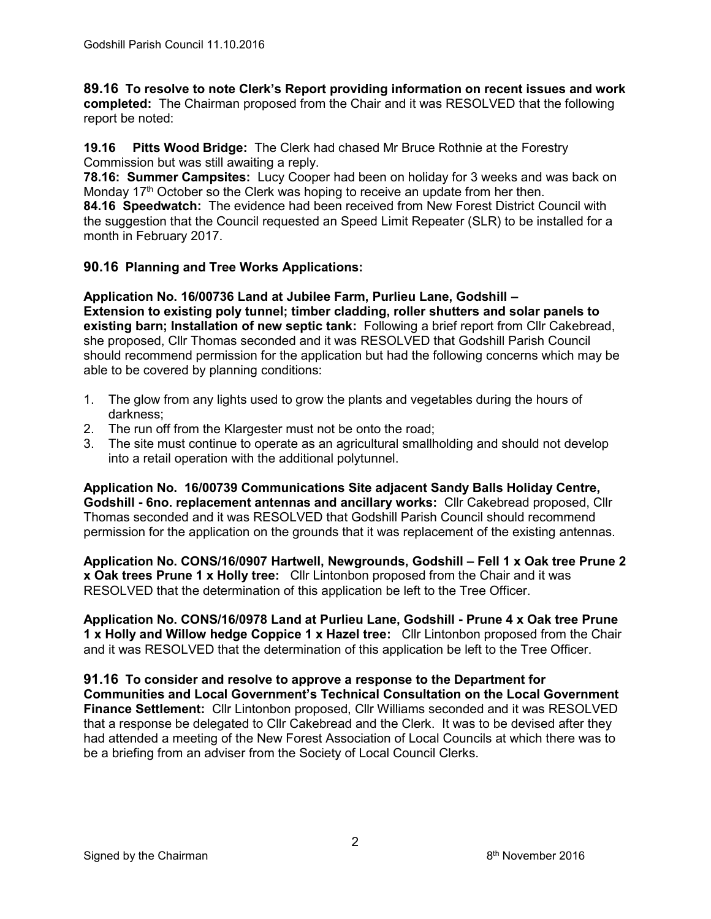**89.16 To resolve to note Clerk's Report providing information on recent issues and work completed:** The Chairman proposed from the Chair and it was RESOLVED that the following report be noted:

**19.16 Pitts Wood Bridge:** The Clerk had chased Mr Bruce Rothnie at the Forestry Commission but was still awaiting a reply.
**78.16: Summer Campsites:** Lucy Cooper had been on holiday for 3 weeks and was back on Monday 17th October so the Clerk was hoping to receive an update from her then.
**84.16 Speedwatch:** The evidence had been received from New Forest District Council with the suggestion that the Council requested an Speed Limit Repeater (SLR) to be installed for a month in February 2017.

**90.16 Planning and Tree Works Applications:**

**Application No. 16/00736 Land at Jubilee Farm, Purlieu Lane, Godshill – Extension to existing poly tunnel; timber cladding, roller shutters and solar panels to existing barn; Installation of new septic tank:** Following a brief report from Cllr Cakebread, she proposed, Cllr Thomas seconded and it was RESOLVED that Godshill Parish Council should recommend permission for the application but had the following concerns which may be able to be covered by planning conditions:

1. The glow from any lights used to grow the plants and vegetables during the hours of darkness;
2. The run off from the Klargester must not be onto the road;
3. The site must continue to operate as an agricultural smallholding and should not develop into a retail operation with the additional polytunnel.

**Application No. 16/00739 Communications Site adjacent Sandy Balls Holiday Centre, Godshill - 6no. replacement antennas and ancillary works:** Cllr Cakebread proposed, Cllr Thomas seconded and it was RESOLVED that Godshill Parish Council should recommend permission for the application on the grounds that it was replacement of the existing antennas.

**Application No. CONS/16/0907 Hartwell, Newgrounds, Godshill – Fell 1 x Oak tree Prune 2 x Oak trees Prune 1 x Holly tree:** Cllr Lintonbon proposed from the Chair and it was RESOLVED that the determination of this application be left to the Tree Officer.

**Application No. CONS/16/0978 Land at Purlieu Lane, Godshill - Prune 4 x Oak tree Prune 1 x Holly and Willow hedge Coppice 1 x Hazel tree:** Cllr Lintonbon proposed from the Chair and it was RESOLVED that the determination of this application be left to the Tree Officer.

**91.16 To consider and resolve to approve a response to the Department for Communities and Local Government's Technical Consultation on the Local Government Finance Settlement:** Cllr Lintonbon proposed, Cllr Williams seconded and it was RESOLVED that a response be delegated to Cllr Cakebread and the Clerk. It was to be devised after they had attended a meeting of the New Forest Association of Local Councils at which there was to be a briefing from an adviser from the Society of Local Council Clerks.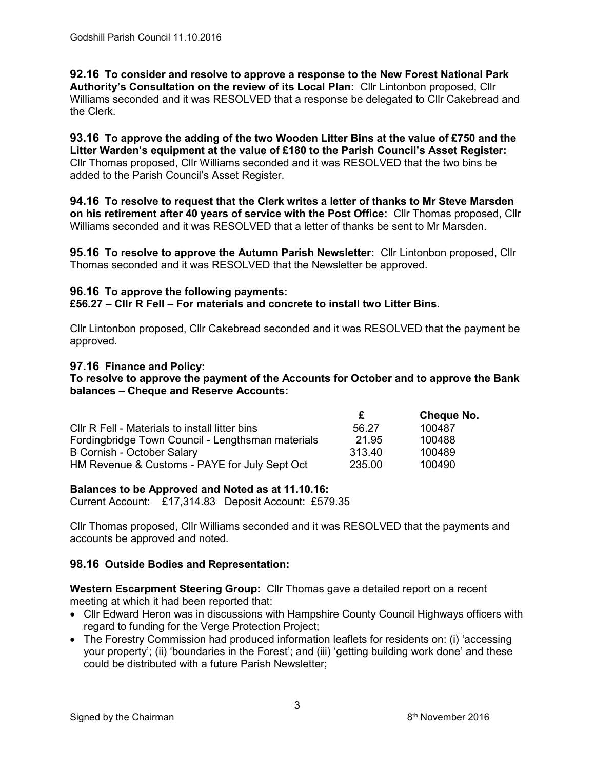**92.16 To consider and resolve to approve a response to the New Forest National Park Authority's Consultation on the review of its Local Plan:** Cllr Lintonbon proposed, Cllr Williams seconded and it was RESOLVED that a response be delegated to Cllr Cakebread and the Clerk.

**93.16 To approve the adding of the two Wooden Litter Bins at the value of £750 and the Litter Warden's equipment at the value of £180 to the Parish Council's Asset Register:** Cllr Thomas proposed, Cllr Williams seconded and it was RESOLVED that the two bins be added to the Parish Council's Asset Register.

**94.16 To resolve to request that the Clerk writes a letter of thanks to Mr Steve Marsden on his retirement after 40 years of service with the Post Office:** Cllr Thomas proposed, Cllr Williams seconded and it was RESOLVED that a letter of thanks be sent to Mr Marsden.

**95.16 To resolve to approve the Autumn Parish Newsletter:** Cllr Lintonbon proposed, Cllr Thomas seconded and it was RESOLVED that the Newsletter be approved.

**96.16 To approve the following payments:**
**£56.27 – Cllr R Fell – For materials and concrete to install two Litter Bins.**

Cllr Lintonbon proposed, Cllr Cakebread seconded and it was RESOLVED that the payment be approved.

**97.16 Finance and Policy:**
**To resolve to approve the payment of the Accounts for October and to approve the Bank balances – Cheque and Reserve Accounts:**

| | £ | Cheque No. |
|---|---|---|
| Cllr R Fell - Materials to install litter bins | 56.27 | 100487 |
| Fordingbridge Town Council - Lengthsman materials | 21.95 | 100488 |
| B Cornish - October Salary | 313.40 | 100489 |
| HM Revenue & Customs - PAYE for July Sept Oct | 235.00 | 100490 |

**Balances to be Approved and Noted as at 11.10.16:**
Current Account: £17,314.83 Deposit Account: £579.35

Cllr Thomas proposed, Cllr Williams seconded and it was RESOLVED that the payments and accounts be approved and noted.

**98.16 Outside Bodies and Representation:**

**Western Escarpment Steering Group:** Cllr Thomas gave a detailed report on a recent meeting at which it had been reported that:

- Cllr Edward Heron was in discussions with Hampshire County Council Highways officers with regard to funding for the Verge Protection Project;
- The Forestry Commission had produced information leaflets for residents on: (i) 'accessing your property'; (ii) 'boundaries in the Forest'; and (iii) 'getting building work done' and these could be distributed with a future Parish Newsletter;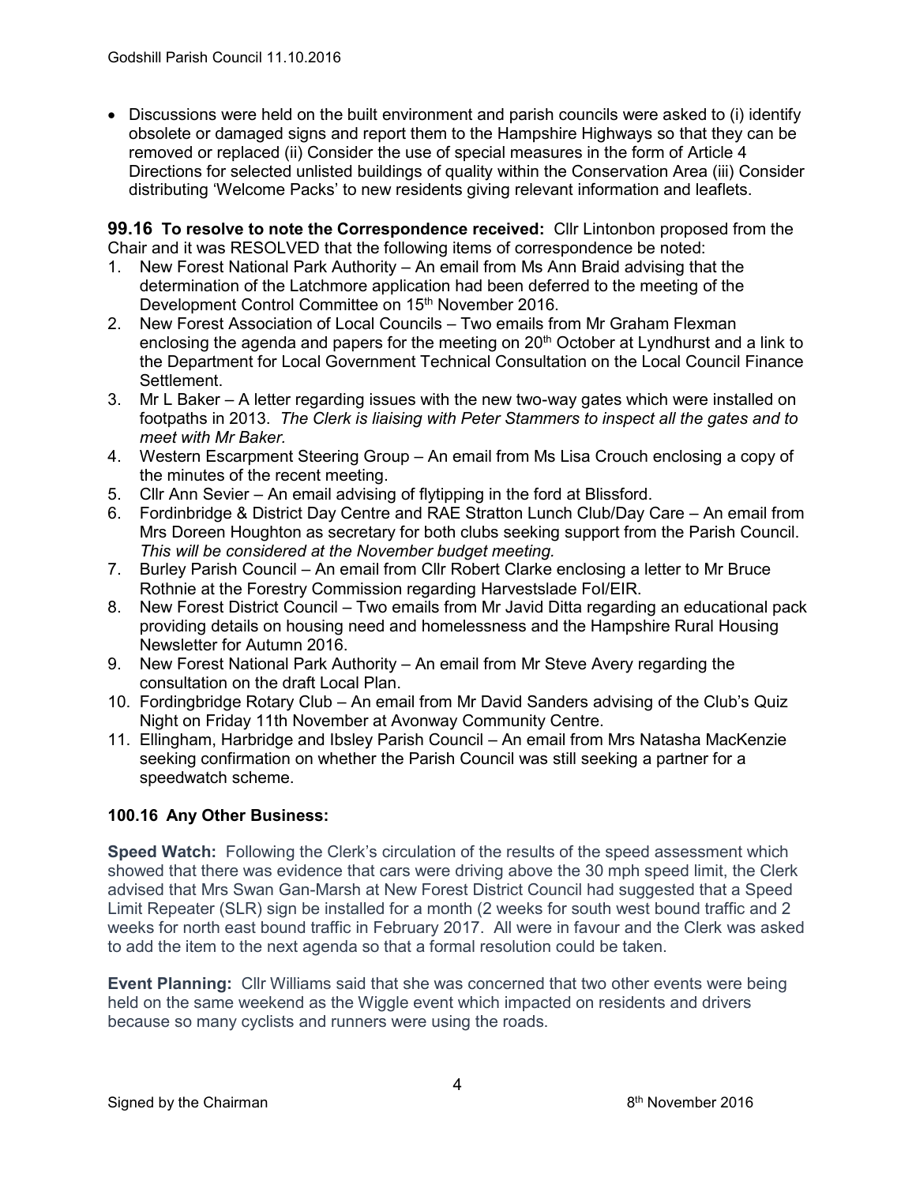- Discussions were held on the built environment and parish councils were asked to (i) identify obsolete or damaged signs and report them to the Hampshire Highways so that they can be removed or replaced (ii) Consider the use of special measures in the form of Article 4 Directions for selected unlisted buildings of quality within the Conservation Area (iii) Consider distributing 'Welcome Packs' to new residents giving relevant information and leaflets.

**99.16 To resolve to note the Correspondence received:** Cllr Lintonbon proposed from the Chair and it was RESOLVED that the following items of correspondence be noted:

1. New Forest National Park Authority – An email from Ms Ann Braid advising that the determination of the Latchmore application had been deferred to the meeting of the Development Control Committee on 15th November 2016.
2. New Forest Association of Local Councils – Two emails from Mr Graham Flexman enclosing the agenda and papers for the meeting on 20th October at Lyndhurst and a link to the Department for Local Government Technical Consultation on the Local Council Finance Settlement.
3. Mr L Baker – A letter regarding issues with the new two-way gates which were installed on footpaths in 2013. *The Clerk is liaising with Peter Stammers to inspect all the gates and to meet with Mr Baker.*
4. Western Escarpment Steering Group – An email from Ms Lisa Crouch enclosing a copy of the minutes of the recent meeting.
5. Cllr Ann Sevier – An email advising of flytipping in the ford at Blissford.
6. Fordinbridge & District Day Centre and RAE Stratton Lunch Club/Day Care – An email from Mrs Doreen Houghton as secretary for both clubs seeking support from the Parish Council. *This will be considered at the November budget meeting.*
7. Burley Parish Council – An email from Cllr Robert Clarke enclosing a letter to Mr Bruce Rothnie at the Forestry Commission regarding Harvestslade FoI/EIR.
8. New Forest District Council – Two emails from Mr Javid Ditta regarding an educational pack providing details on housing need and homelessness and the Hampshire Rural Housing Newsletter for Autumn 2016.
9. New Forest National Park Authority – An email from Mr Steve Avery regarding the consultation on the draft Local Plan.
10. Fordingbridge Rotary Club – An email from Mr David Sanders advising of the Club's Quiz Night on Friday 11th November at Avonway Community Centre.
11. Ellingham, Harbridge and Ibsley Parish Council – An email from Mrs Natasha MacKenzie seeking confirmation on whether the Parish Council was still seeking a partner for a speedwatch scheme.

**100.16 Any Other Business:**

**Speed Watch:** Following the Clerk's circulation of the results of the speed assessment which showed that there was evidence that cars were driving above the 30 mph speed limit, the Clerk advised that Mrs Swan Gan-Marsh at New Forest District Council had suggested that a Speed Limit Repeater (SLR) sign be installed for a month (2 weeks for south west bound traffic and 2 weeks for north east bound traffic in February 2017. All were in favour and the Clerk was asked to add the item to the next agenda so that a formal resolution could be taken.

**Event Planning:** Cllr Williams said that she was concerned that two other events were being held on the same weekend as the Wiggle event which impacted on residents and drivers because so many cyclists and runners were using the roads.

Signed by the Chairman 8th November 2016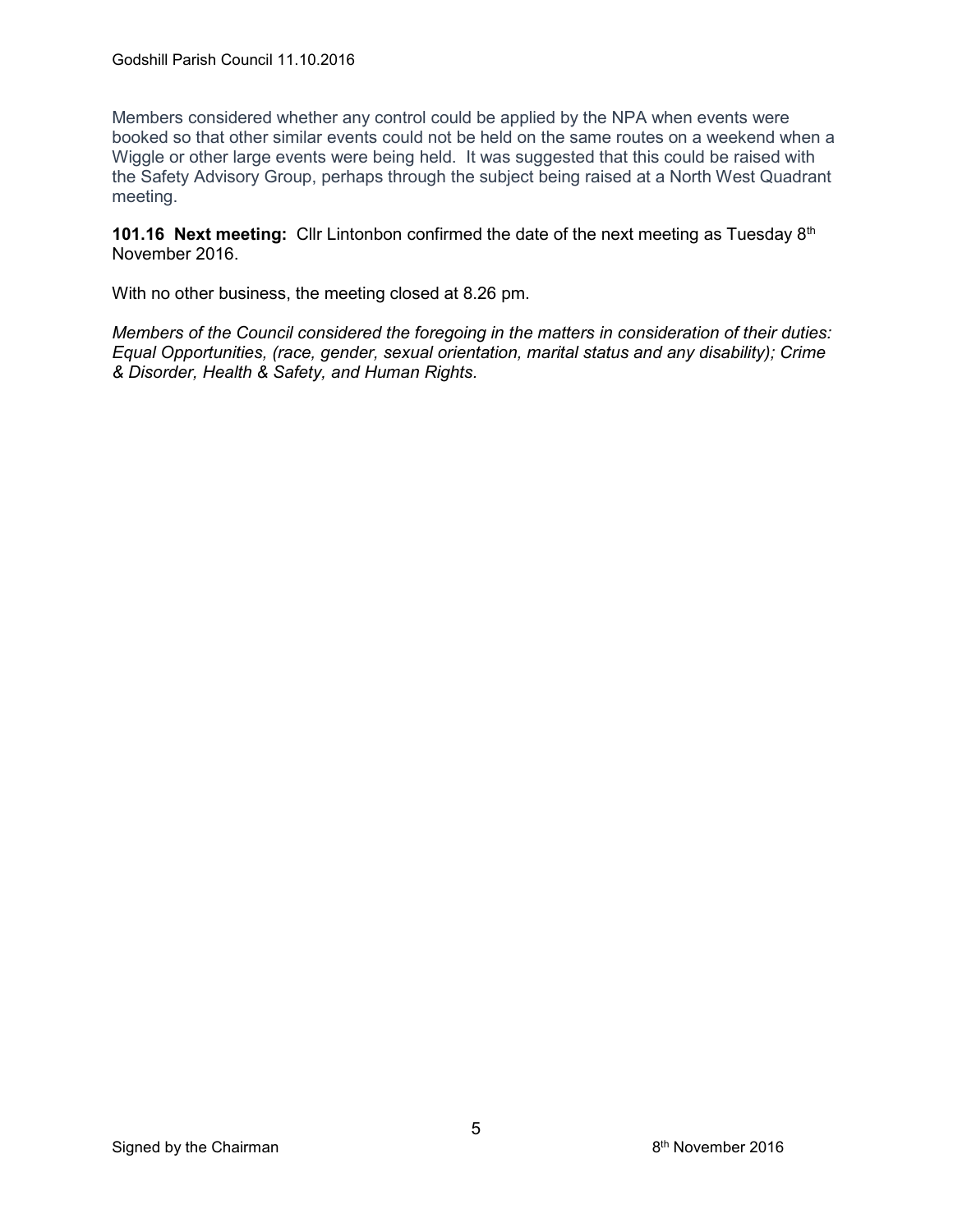Members considered whether any control could be applied by the NPA when events were booked so that other similar events could not be held on the same routes on a weekend when a Wiggle or other large events were being held. It was suggested that this could be raised with the Safety Advisory Group, perhaps through the subject being raised at a North West Quadrant meeting.

**101.16 Next meeting:** Cllr Lintonbon confirmed the date of the next meeting as Tuesday 8th November 2016.

With no other business, the meeting closed at 8.26 pm.

*Members of the Council considered the foregoing in the matters in consideration of their duties: Equal Opportunities, (race, gender, sexual orientation, marital status and any disability); Crime & Disorder, Health & Safety, and Human Rights.*

Signed by the Chairman 8th November 2016